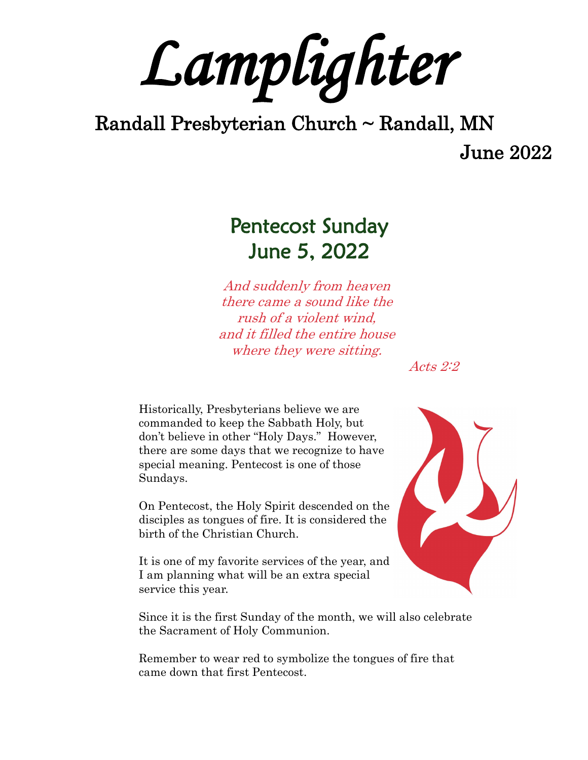# Lamplighter

## Randall Presbyterian Church ~ Randall, MN

June 2022

## Pentecost Sunday
## June 5, 2022

*And suddenly from heaven*
*there came a sound like the*
*rush of a violent wind,*
*and it filled the entire house*
*where they were sitting.*

*Acts 2:2*

Historically, Presbyterians believe we are commanded to keep the Sabbath Holy, but don't believe in other "Holy Days." However, there are some days that we recognize to have special meaning. Pentecost is one of those Sundays.

On Pentecost, the Holy Spirit descended on the disciples as tongues of fire. It is considered the birth of the Christian Church.

It is one of my favorite services of the year, and I am planning what will be an extra special service this year.

Since it is the first Sunday of the month, we will also celebrate the Sacrament of Holy Communion.

Remember to wear red to symbolize the tongues of fire that came down that first Pentecost.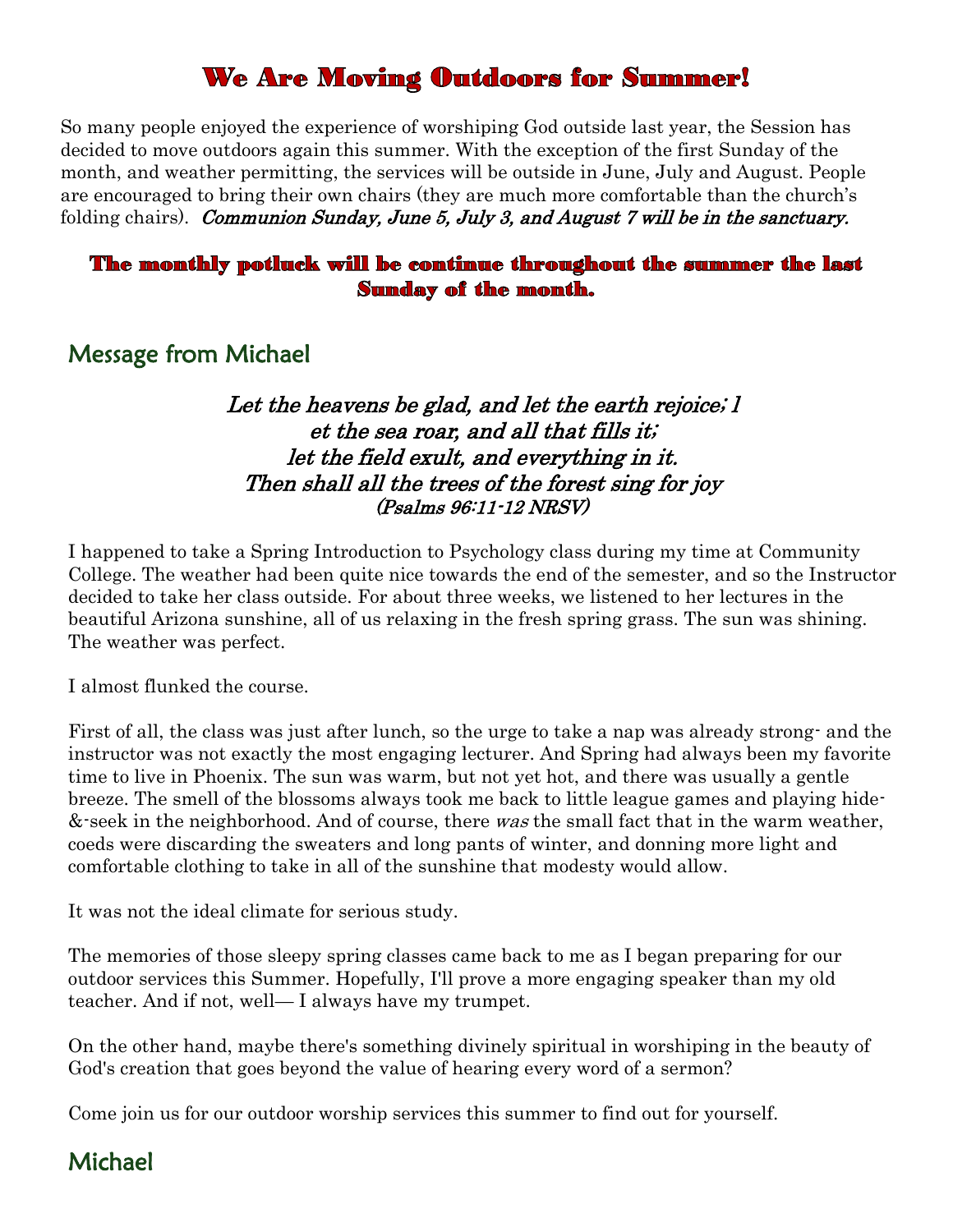# We Are Moving Outdoors for Summer!

So many people enjoyed the experience of worshiping God outside last year, the Session has decided to move outdoors again this summer. With the exception of the first Sunday of the month, and weather permitting, the services will be outside in June, July and August. People are encouraged to bring their own chairs (they are much more comfortable than the church's folding chairs). ***Communion Sunday, June 5, July 3, and August 7 will be in the sanctuary.***

**The monthly potluck will be continue throughout the summer the last Sunday of the month.**

## Message from Michael

*Let the heavens be glad, and let the earth rejoice; l*
*et the sea roar, and all that fills it;*
*let the field exult, and everything in it.*
*Then shall all the trees of the forest sing for joy*
*(Psalms 96:11-12 NRSV)*

I happened to take a Spring Introduction to Psychology class during my time at Community College. The weather had been quite nice towards the end of the semester, and so the Instructor decided to take her class outside. For about three weeks, we listened to her lectures in the beautiful Arizona sunshine, all of us relaxing in the fresh spring grass. The sun was shining. The weather was perfect.

I almost flunked the course.

First of all, the class was just after lunch, so the urge to take a nap was already strong- and the instructor was not exactly the most engaging lecturer. And Spring had always been my favorite time to live in Phoenix. The sun was warm, but not yet hot, and there was usually a gentle breeze. The smell of the blossoms always took me back to little league games and playing hide-&-seek in the neighborhood. And of course, there *was* the small fact that in the warm weather, coeds were discarding the sweaters and long pants of winter, and donning more light and comfortable clothing to take in all of the sunshine that modesty would allow.

It was not the ideal climate for serious study.

The memories of those sleepy spring classes came back to me as I began preparing for our outdoor services this Summer. Hopefully, I'll prove a more engaging speaker than my old teacher. And if not, well— I always have my trumpet.

On the other hand, maybe there's something divinely spiritual in worshiping in the beauty of God's creation that goes beyond the value of hearing every word of a sermon?

Come join us for our outdoor worship services this summer to find out for yourself.

## Michael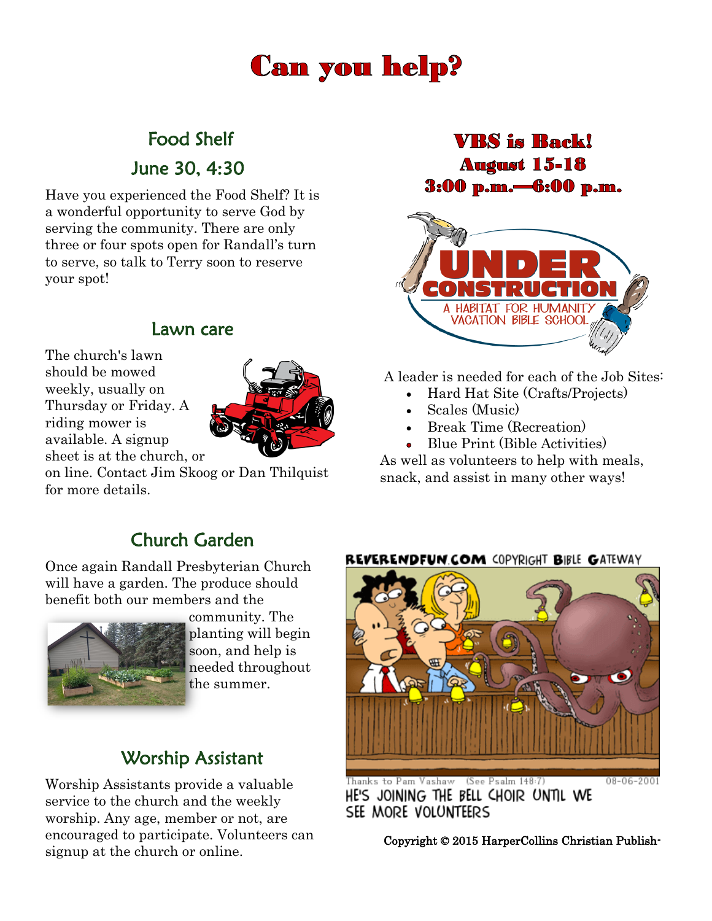# Can you help?

## Food Shelf

## June 30, 4:30

Have you experienced the Food Shelf? It is a wonderful opportunity to serve God by serving the community. There are only three or four spots open for Randall's turn to serve, so talk to Terry soon to reserve your spot!

## Lawn care

The church's lawn should be mowed weekly, usually on Thursday or Friday. A riding mower is available. A signup sheet is at the church, or on line. Contact Jim Skoog or Dan Thilquist for more details.

## Church Garden

Once again Randall Presbyterian Church will have a garden. The produce should benefit both our members and the community. The planting will begin soon, and help is needed throughout the summer.

## Worship Assistant

Worship Assistants provide a valuable service to the church and the weekly worship. Any age, member or not, are encouraged to participate. Volunteers can signup at the church or online.

## VBS is Back!
## August 15-18
## 3:00 p.m.—6:00 p.m.

UNDER CONSTRUCTION
A HABITAT FOR HUMANITY VACATION BIBLE SCHOOL

A leader is needed for each of the Job Sites:

- Hard Hat Site (Crafts/Projects)
- Scales (Music)
- Break Time (Recreation)
- Blue Print (Bible Activities)

As well as volunteers to help with meals, snack, and assist in many other ways!

REVERENDFUN.COM COPYRIGHT BIBLE GATEWAY

Thanks to Pam Vashaw (See Psalm 148:7) 08-06-2001

HE'S JOINING THE BELL CHOIR UNTIL WE SEE MORE VOLUNTEERS

Copyright © 2015 HarperCollins Christian Publish-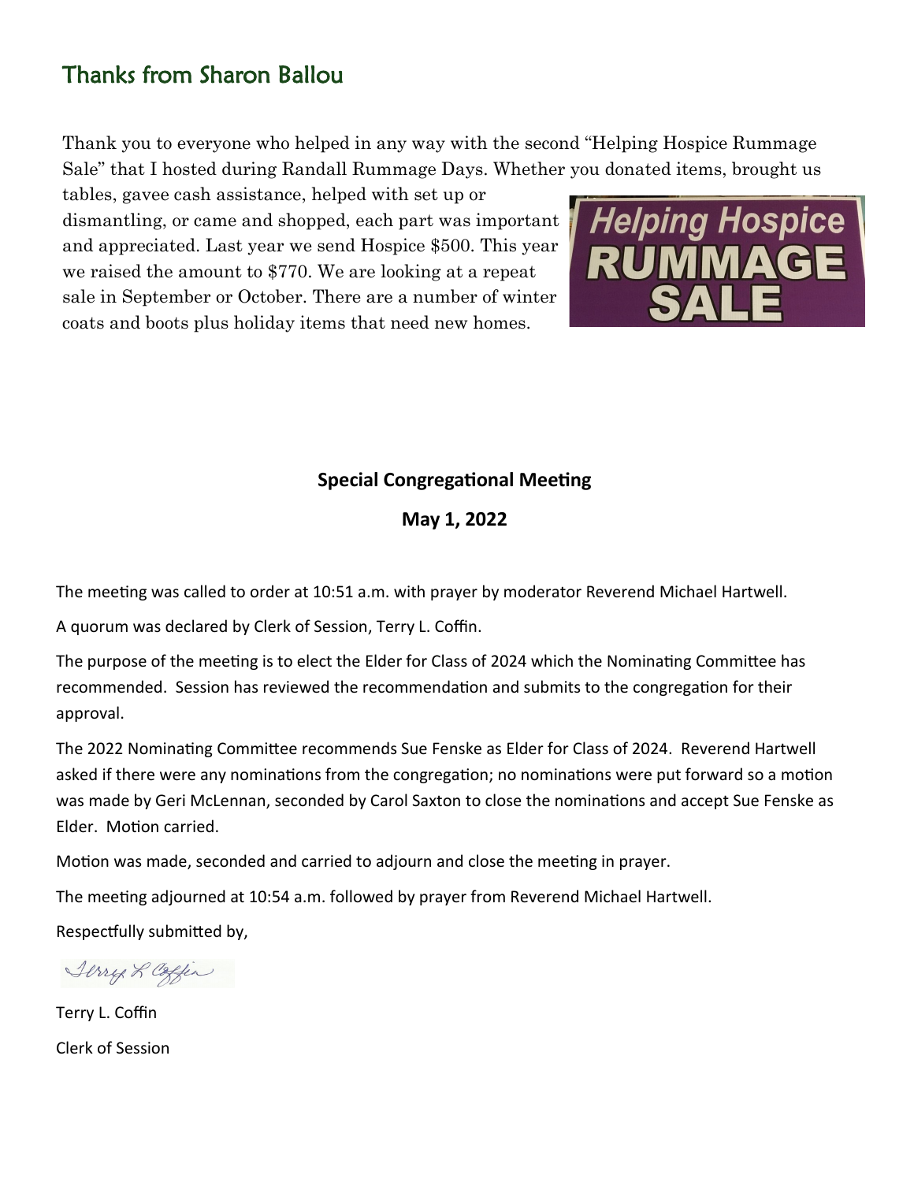## Thanks from Sharon Ballou

Thank you to everyone who helped in any way with the second "Helping Hospice Rummage Sale" that I hosted during Randall Rummage Days. Whether you donated items, brought us tables, gavee cash assistance, helped with set up or dismantling, or came and shopped, each part was important and appreciated. Last year we send Hospice $500. This year we raised the amount to $770. We are looking at a repeat sale in September or October. There are a number of winter coats and boots plus holiday items that need new homes.

**Special Congregational Meeting**

**May 1, 2022**

The meeting was called to order at 10:51 a.m. with prayer by moderator Reverend Michael Hartwell.

A quorum was declared by Clerk of Session, Terry L. Coffin.

The purpose of the meeting is to elect the Elder for Class of 2024 which the Nominating Committee has recommended. Session has reviewed the recommendation and submits to the congregation for their approval.

The 2022 Nominating Committee recommends Sue Fenske as Elder for Class of 2024. Reverend Hartwell asked if there were any nominations from the congregation; no nominations were put forward so a motion was made by Geri McLennan, seconded by Carol Saxton to close the nominations and accept Sue Fenske as Elder. Motion carried.

Motion was made, seconded and carried to adjourn and close the meeting in prayer.

The meeting adjourned at 10:54 a.m. followed by prayer from Reverend Michael Hartwell.

Respectfully submitted by,

Terry L. Coffin

Clerk of Session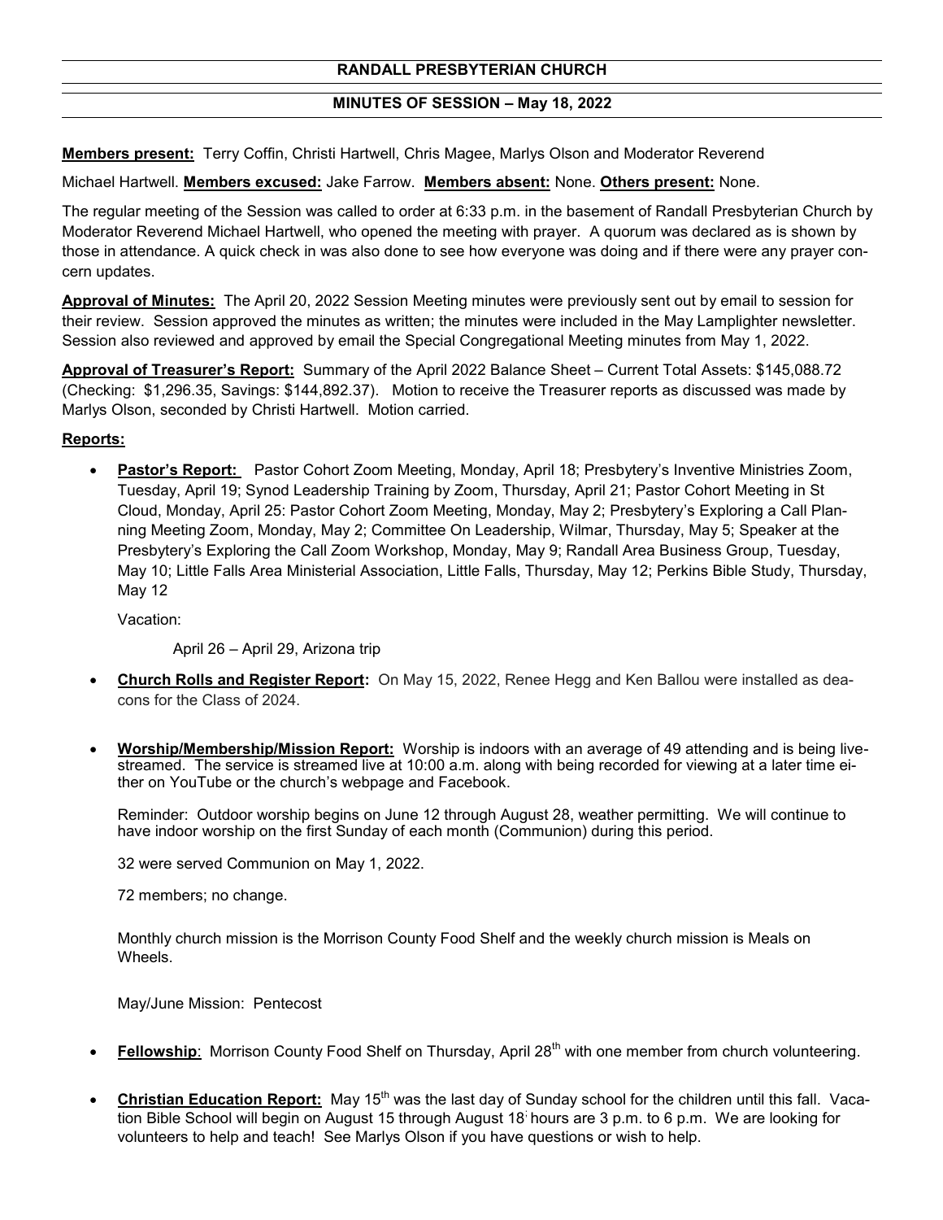**RANDALL PRESBYTERIAN CHURCH**

**MINUTES OF SESSION – May 18, 2022**

**Members present:** Terry Coffin, Christi Hartwell, Chris Magee, Marlys Olson and Moderator Reverend Michael Hartwell. **Members excused:** Jake Farrow. **Members absent:** None. **Others present:** None.

The regular meeting of the Session was called to order at 6:33 p.m. in the basement of Randall Presbyterian Church by Moderator Reverend Michael Hartwell, who opened the meeting with prayer. A quorum was declared as is shown by those in attendance. A quick check in was also done to see how everyone was doing and if there were any prayer concern updates.

**Approval of Minutes:** The April 20, 2022 Session Meeting minutes were previously sent out by email to session for their review. Session approved the minutes as written; the minutes were included in the May Lamplighter newsletter. Session also reviewed and approved by email the Special Congregational Meeting minutes from May 1, 2022.

**Approval of Treasurer's Report:** Summary of the April 2022 Balance Sheet – Current Total Assets: $145,088.72 (Checking: $1,296.35, Savings: $144,892.37). Motion to receive the Treasurer reports as discussed was made by Marlys Olson, seconded by Christi Hartwell. Motion carried.

**Reports:**

- **Pastor's Report:** Pastor Cohort Zoom Meeting, Monday, April 18; Presbytery's Inventive Ministries Zoom, Tuesday, April 19; Synod Leadership Training by Zoom, Thursday, April 21; Pastor Cohort Meeting in St Cloud, Monday, April 25: Pastor Cohort Zoom Meeting, Monday, May 2; Presbytery's Exploring a Call Planning Meeting Zoom, Monday, May 2; Committee On Leadership, Wilmar, Thursday, May 5; Speaker at the Presbytery's Exploring the Call Zoom Workshop, Monday, May 9; Randall Area Business Group, Tuesday, May 10; Little Falls Area Ministerial Association, Little Falls, Thursday, May 12; Perkins Bible Study, Thursday, May 12

  Vacation:

  April 26 – April 29, Arizona trip

- **Church Rolls and Register Report:** On May 15, 2022, Renee Hegg and Ken Ballou were installed as deacons for the Class of 2024.

- **Worship/Membership/Mission Report:** Worship is indoors with an average of 49 attending and is being livestreamed. The service is streamed live at 10:00 a.m. along with being recorded for viewing at a later time either on YouTube or the church's webpage and Facebook.

  Reminder: Outdoor worship begins on June 12 through August 28, weather permitting. We will continue to have indoor worship on the first Sunday of each month (Communion) during this period.

  32 were served Communion on May 1, 2022.

  72 members; no change.

  Monthly church mission is the Morrison County Food Shelf and the weekly church mission is Meals on Wheels.

  May/June Mission: Pentecost

- **Fellowship**: Morrison County Food Shelf on Thursday, April 28th with one member from church volunteering.

- **Christian Education Report:** May 15th was the last day of Sunday school for the children until this fall. Vacation Bible School will begin on August 15 through August 18; hours are 3 p.m. to 6 p.m. We are looking for volunteers to help and teach! See Marlys Olson if you have questions or wish to help.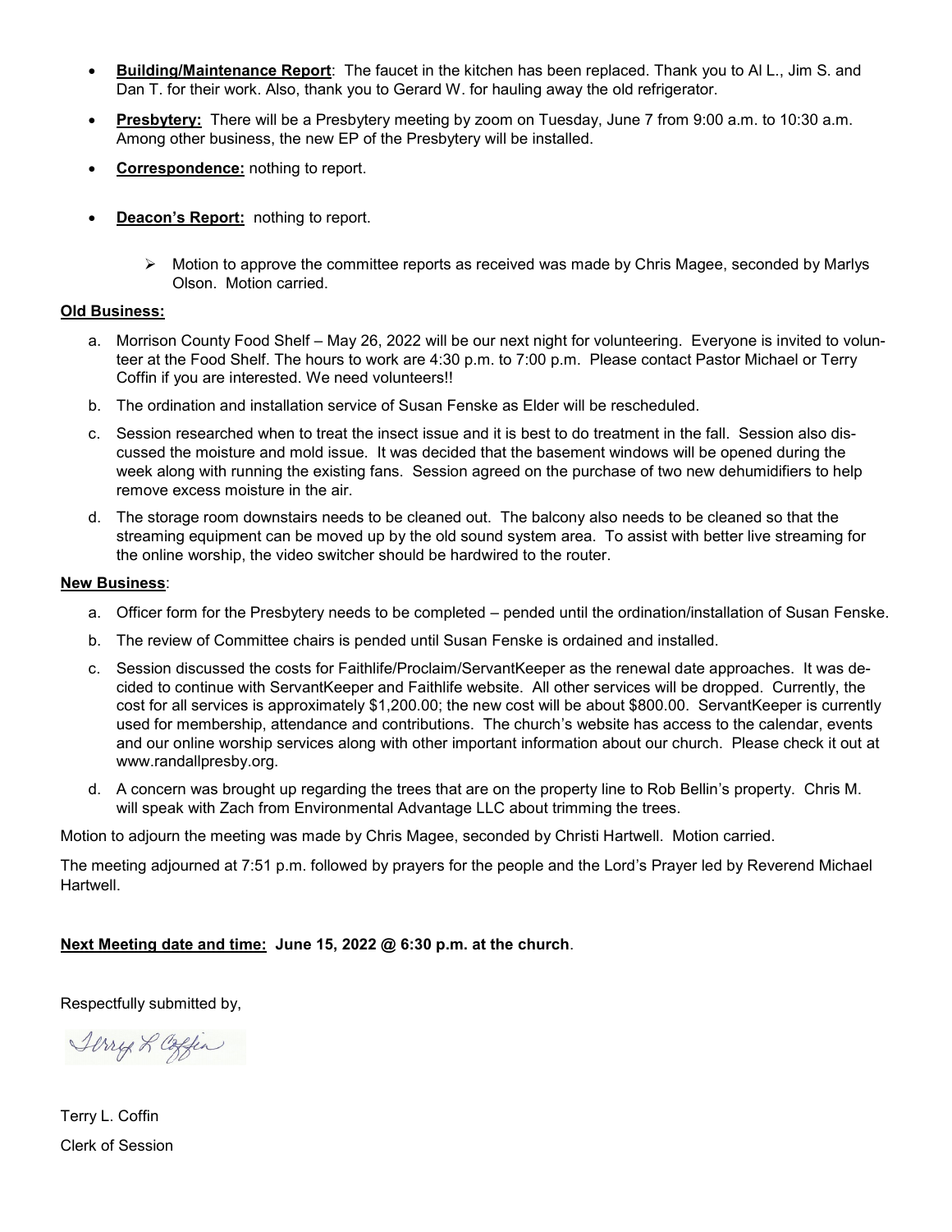- **Building/Maintenance Report**: The faucet in the kitchen has been replaced. Thank you to Al L., Jim S. and Dan T. for their work. Also, thank you to Gerard W. for hauling away the old refrigerator.
- **Presbytery:** There will be a Presbytery meeting by zoom on Tuesday, June 7 from 9:00 a.m. to 10:30 a.m. Among other business, the new EP of the Presbytery will be installed.
- **Correspondence:** nothing to report.
- **Deacon's Report:** nothing to report.
  - Motion to approve the committee reports as received was made by Chris Magee, seconded by Marlys Olson. Motion carried.

**Old Business:**

a. Morrison County Food Shelf – May 26, 2022 will be our next night for volunteering. Everyone is invited to volunteer at the Food Shelf. The hours to work are 4:30 p.m. to 7:00 p.m. Please contact Pastor Michael or Terry Coffin if you are interested. We need volunteers!!

b. The ordination and installation service of Susan Fenske as Elder will be rescheduled.

c. Session researched when to treat the insect issue and it is best to do treatment in the fall. Session also discussed the moisture and mold issue. It was decided that the basement windows will be opened during the week along with running the existing fans. Session agreed on the purchase of two new dehumidifiers to help remove excess moisture in the air.

d. The storage room downstairs needs to be cleaned out. The balcony also needs to be cleaned so that the streaming equipment can be moved up by the old sound system area. To assist with better live streaming for the online worship, the video switcher should be hardwired to the router.

**New Business**:

a. Officer form for the Presbytery needs to be completed – pended until the ordination/installation of Susan Fenske.

b. The review of Committee chairs is pended until Susan Fenske is ordained and installed.

c. Session discussed the costs for Faithlife/Proclaim/ServantKeeper as the renewal date approaches. It was decided to continue with ServantKeeper and Faithlife website. All other services will be dropped. Currently, the cost for all services is approximately $1,200.00; the new cost will be about $800.00. ServantKeeper is currently used for membership, attendance and contributions. The church's website has access to the calendar, events and our online worship services along with other important information about our church. Please check it out at www.randallpresby.org.

d. A concern was brought up regarding the trees that are on the property line to Rob Bellin's property. Chris M. will speak with Zach from Environmental Advantage LLC about trimming the trees.

Motion to adjourn the meeting was made by Chris Magee, seconded by Christi Hartwell. Motion carried.

The meeting adjourned at 7:51 p.m. followed by prayers for the people and the Lord's Prayer led by Reverend Michael Hartwell.

**Next Meeting date and time: June 15, 2022 @ 6:30 p.m. at the church**.

Respectfully submitted by,

Terry L. Coffin

Terry L. Coffin
Clerk of Session